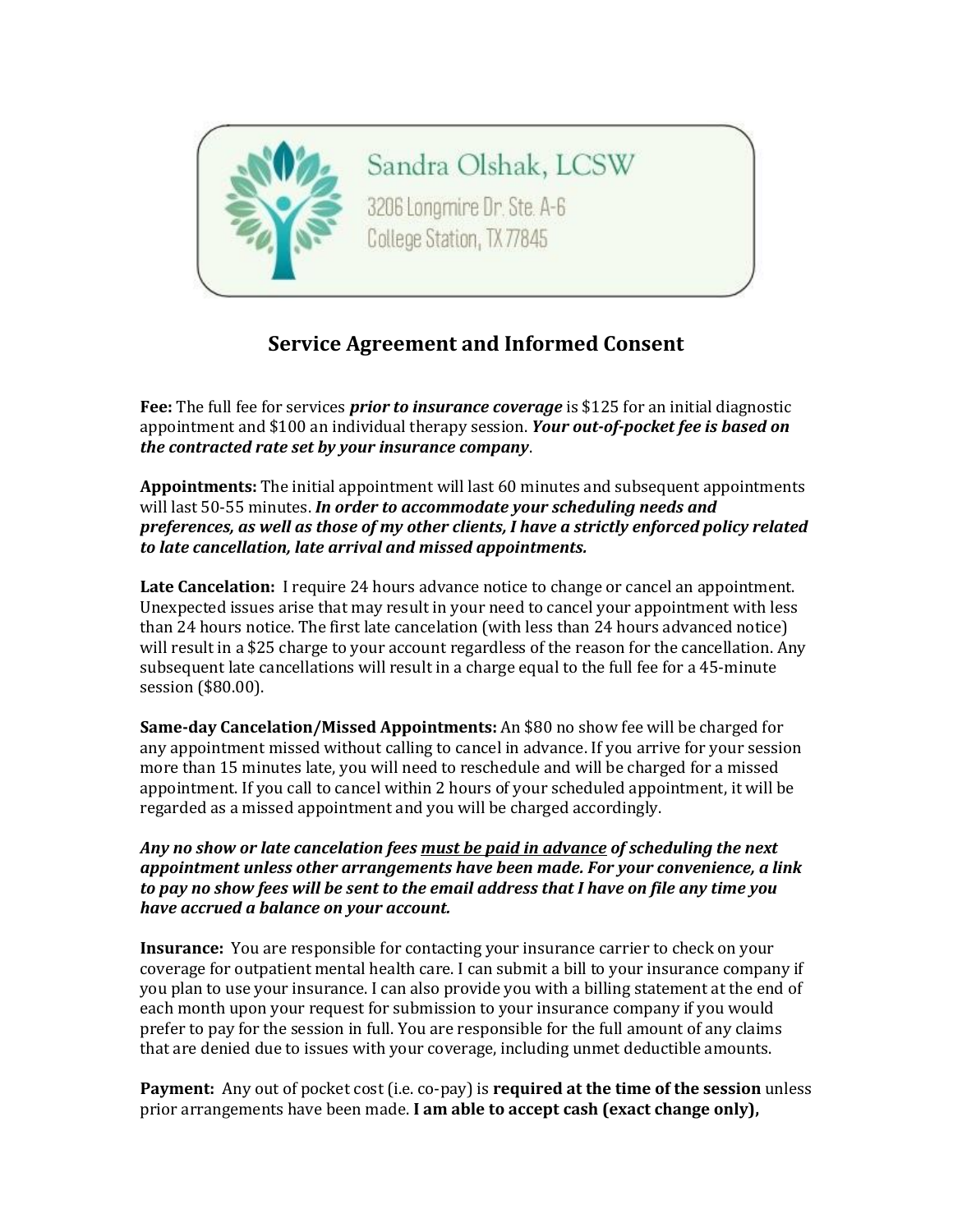Sandra Olshak, LCSW
3206 Longmire Dr. Ste. A-6
College Station, TX 77845

# Service Agreement and Informed Consent

**Fee:** The full fee for services ***prior to insurance coverage*** is $125 for an initial diagnostic appointment and $100 an individual therapy session. ***Your out-of-pocket fee is based on the contracted rate set by your insurance company***.

**Appointments:** The initial appointment will last 60 minutes and subsequent appointments will last 50-55 minutes. ***In order to accommodate your scheduling needs and preferences, as well as those of my other clients, I have a strictly enforced policy related to late cancellation, late arrival and missed appointments.***

**Late Cancelation:** I require 24 hours advance notice to change or cancel an appointment. Unexpected issues arise that may result in your need to cancel your appointment with less than 24 hours notice. The first late cancelation (with less than 24 hours advanced notice) will result in a $25 charge to your account regardless of the reason for the cancellation. Any subsequent late cancellations will result in a charge equal to the full fee for a 45-minute session ($80.00).

**Same-day Cancelation/Missed Appointments:** An $80 no show fee will be charged for any appointment missed without calling to cancel in advance. If you arrive for your session more than 15 minutes late, you will need to reschedule and will be charged for a missed appointment. If you call to cancel within 2 hours of your scheduled appointment, it will be regarded as a missed appointment and you will be charged accordingly.

***Any no show or late cancelation fees <u>must be paid in advance</u> of scheduling the next appointment unless other arrangements have been made. For your convenience, a link to pay no show fees will be sent to the email address that I have on file any time you have accrued a balance on your account.***

**Insurance:** You are responsible for contacting your insurance carrier to check on your coverage for outpatient mental health care. I can submit a bill to your insurance company if you plan to use your insurance. I can also provide you with a billing statement at the end of each month upon your request for submission to your insurance company if you would prefer to pay for the session in full. You are responsible for the full amount of any claims that are denied due to issues with your coverage, including unmet deductible amounts.

**Payment:** Any out of pocket cost (i.e. co-pay) is **required at the time of the session** unless prior arrangements have been made. **I am able to accept cash (exact change only),**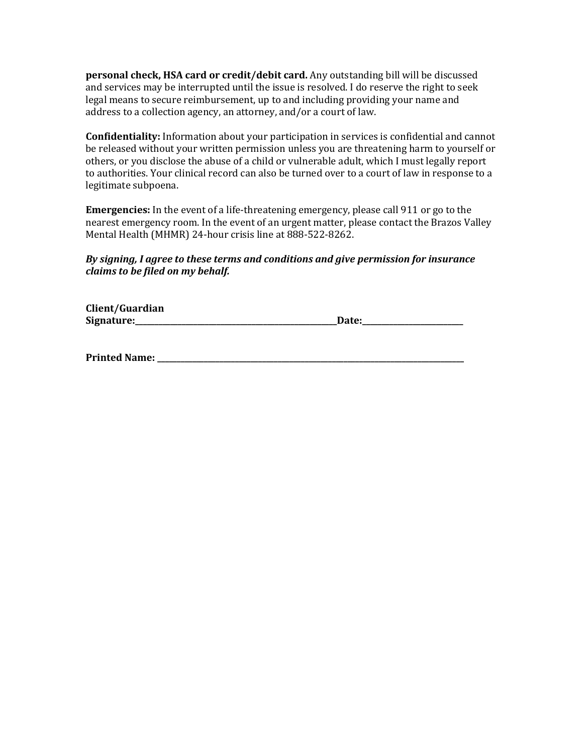**personal check, HSA card or credit/debit card.** Any outstanding bill will be discussed and services may be interrupted until the issue is resolved. I do reserve the right to seek legal means to secure reimbursement, up to and including providing your name and address to a collection agency, an attorney, and/or a court of law.

**Confidentiality:** Information about your participation in services is confidential and cannot be released without your written permission unless you are threatening harm to yourself or others, or you disclose the abuse of a child or vulnerable adult, which I must legally report to authorities. Your clinical record can also be turned over to a court of law in response to a legitimate subpoena.

**Emergencies:** In the event of a life-threatening emergency, please call 911 or go to the nearest emergency room. In the event of an urgent matter, please contact the Brazos Valley Mental Health (MHMR) 24-hour crisis line at 888-522-8262.

***By signing, I agree to these terms and conditions and give permission for insurance claims to be filed on my behalf.***

**Client/Guardian Signature:**_____________________________________________**Date:**______________________

**Printed Name:** ______________________________________________________________________